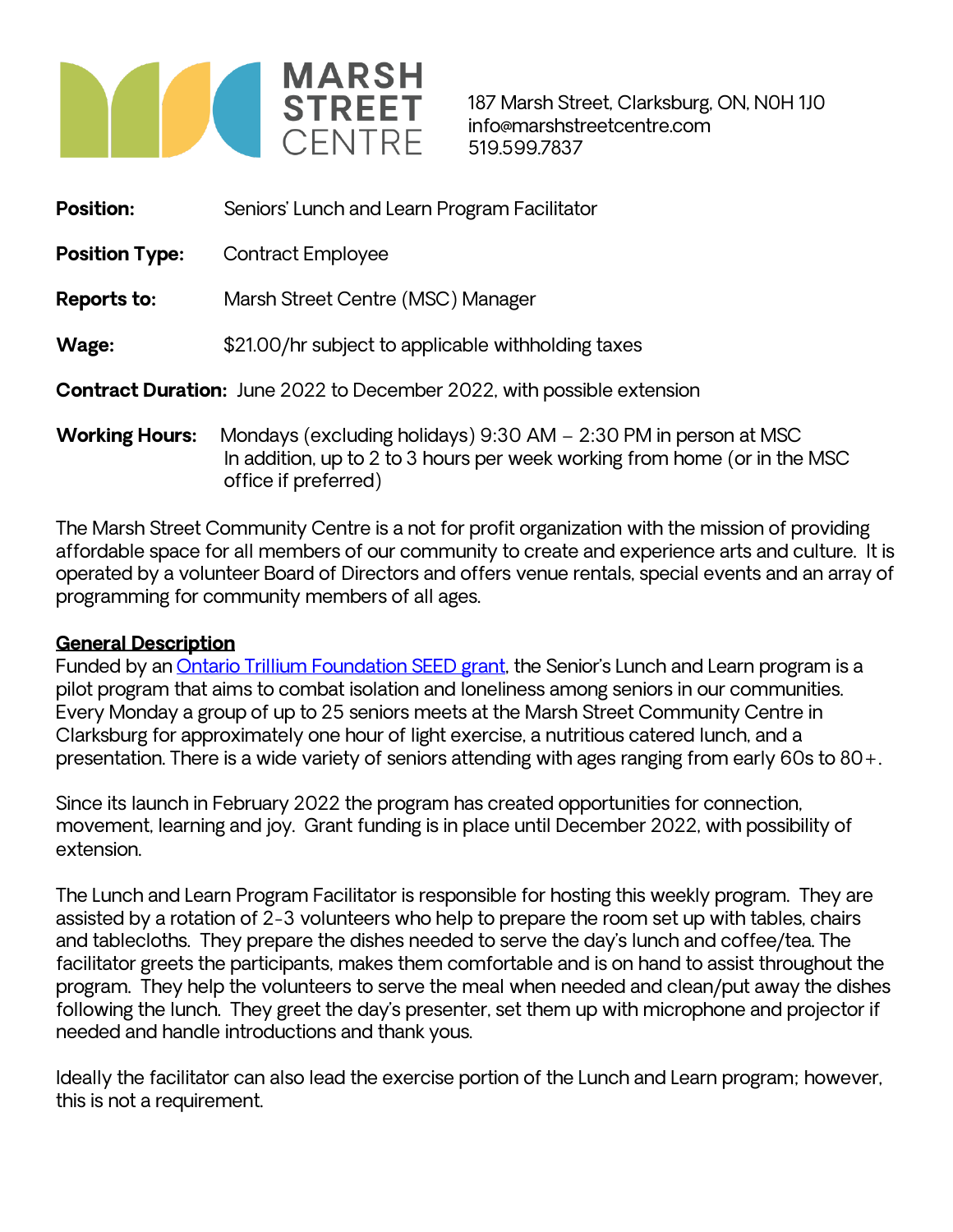# MARSH STREET CENTRE

187 Marsh Street, Clarksburg, ON, N0H 1J0
info@marshstreetcentre.com
519.599.7837

**Position:** Seniors' Lunch and Learn Program Facilitator

**Position Type:** Contract Employee

**Reports to:** Marsh Street Centre (MSC) Manager

**Wage:** $21.00/hr subject to applicable withholding taxes

**Contract Duration:** June 2022 to December 2022, with possible extension

**Working Hours:** Mondays (excluding holidays) 9:30 AM – 2:30 PM in person at MSC
In addition, up to 2 to 3 hours per week working from home (or in the MSC office if preferred)

The Marsh Street Community Centre is a not for profit organization with the mission of providing affordable space for all members of our community to create and experience arts and culture. It is operated by a volunteer Board of Directors and offers venue rentals, special events and an array of programming for community members of all ages.

## General Description

Funded by an Ontario Trillium Foundation SEED grant, the Senior's Lunch and Learn program is a pilot program that aims to combat isolation and loneliness among seniors in our communities. Every Monday a group of up to 25 seniors meets at the Marsh Street Community Centre in Clarksburg for approximately one hour of light exercise, a nutritious catered lunch, and a presentation. There is a wide variety of seniors attending with ages ranging from early 60s to 80+.

Since its launch in February 2022 the program has created opportunities for connection, movement, learning and joy. Grant funding is in place until December 2022, with possibility of extension.

The Lunch and Learn Program Facilitator is responsible for hosting this weekly program. They are assisted by a rotation of 2-3 volunteers who help to prepare the room set up with tables, chairs and tablecloths. They prepare the dishes needed to serve the day's lunch and coffee/tea. The facilitator greets the participants, makes them comfortable and is on hand to assist throughout the program. They help the volunteers to serve the meal when needed and clean/put away the dishes following the lunch. They greet the day's presenter, set them up with microphone and projector if needed and handle introductions and thank yous.

Ideally the facilitator can also lead the exercise portion of the Lunch and Learn program; however, this is not a requirement.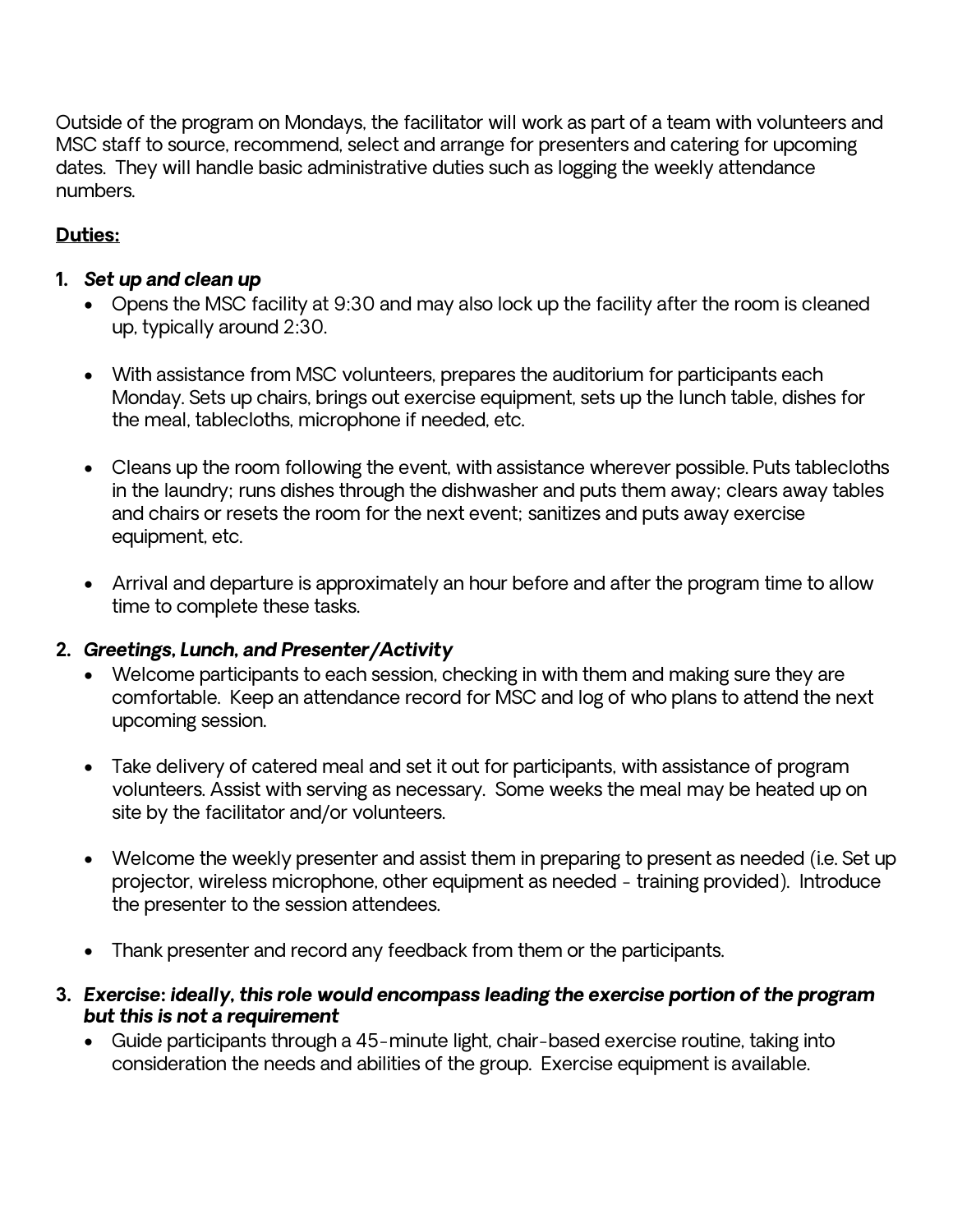Outside of the program on Mondays, the facilitator will work as part of a team with volunteers and MSC staff to source, recommend, select and arrange for presenters and catering for upcoming dates. They will handle basic administrative duties such as logging the weekly attendance numbers.

**Duties:**

1. ***Set up and clean up***
   - Opens the MSC facility at 9:30 and may also lock up the facility after the room is cleaned up, typically around 2:30.
   - With assistance from MSC volunteers, prepares the auditorium for participants each Monday. Sets up chairs, brings out exercise equipment, sets up the lunch table, dishes for the meal, tablecloths, microphone if needed, etc.
   - Cleans up the room following the event, with assistance wherever possible. Puts tablecloths in the laundry; runs dishes through the dishwasher and puts them away; clears away tables and chairs or resets the room for the next event; sanitizes and puts away exercise equipment, etc.
   - Arrival and departure is approximately an hour before and after the program time to allow time to complete these tasks.

2. ***Greetings, Lunch, and Presenter/Activity***
   - Welcome participants to each session, checking in with them and making sure they are comfortable. Keep an attendance record for MSC and log of who plans to attend the next upcoming session.
   - Take delivery of catered meal and set it out for participants, with assistance of program volunteers. Assist with serving as necessary. Some weeks the meal may be heated up on site by the facilitator and/or volunteers.
   - Welcome the weekly presenter and assist them in preparing to present as needed (i.e. Set up projector, wireless microphone, other equipment as needed - training provided). Introduce the presenter to the session attendees.
   - Thank presenter and record any feedback from them or the participants.

3. ***Exercise: ideally, this role would encompass leading the exercise portion of the program but this is not a requirement***
   - Guide participants through a 45-minute light, chair-based exercise routine, taking into consideration the needs and abilities of the group. Exercise equipment is available.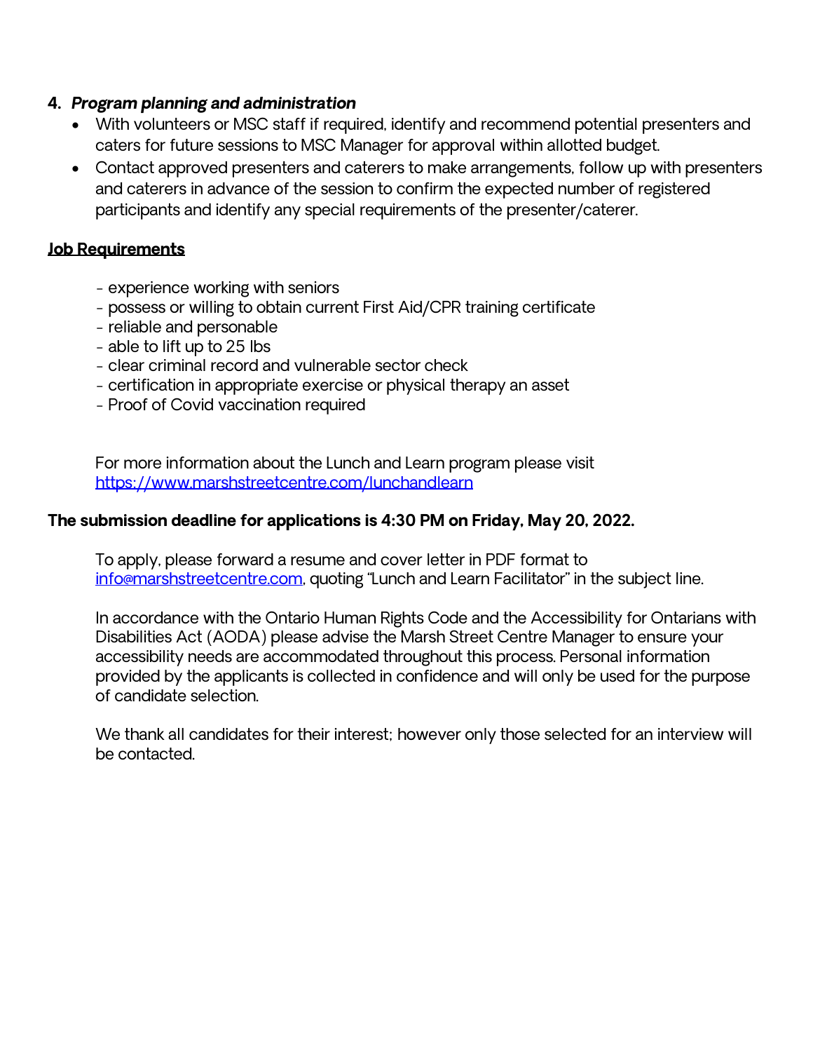4. ***Program planning and administration***
    - With volunteers or MSC staff if required, identify and recommend potential presenters and caters for future sessions to MSC Manager for approval within allotted budget.
    - Contact approved presenters and caterers to make arrangements, follow up with presenters and caterers in advance of the session to confirm the expected number of registered participants and identify any special requirements of the presenter/caterer.

## Job Requirements

- experience working with seniors
- possess or willing to obtain current First Aid/CPR training certificate
- reliable and personable
- able to lift up to 25 lbs
- clear criminal record and vulnerable sector check
- certification in appropriate exercise or physical therapy an asset
- Proof of Covid vaccination required

For more information about the Lunch and Learn program please visit https://www.marshstreetcentre.com/lunchandlearn

**The submission deadline for applications is 4:30 PM on Friday, May 20, 2022.**

To apply, please forward a resume and cover letter in PDF format to info@marshstreetcentre.com, quoting "Lunch and Learn Facilitator" in the subject line.

In accordance with the Ontario Human Rights Code and the Accessibility for Ontarians with Disabilities Act (AODA) please advise the Marsh Street Centre Manager to ensure your accessibility needs are accommodated throughout this process. Personal information provided by the applicants is collected in confidence and will only be used for the purpose of candidate selection.

We thank all candidates for their interest; however only those selected for an interview will be contacted.